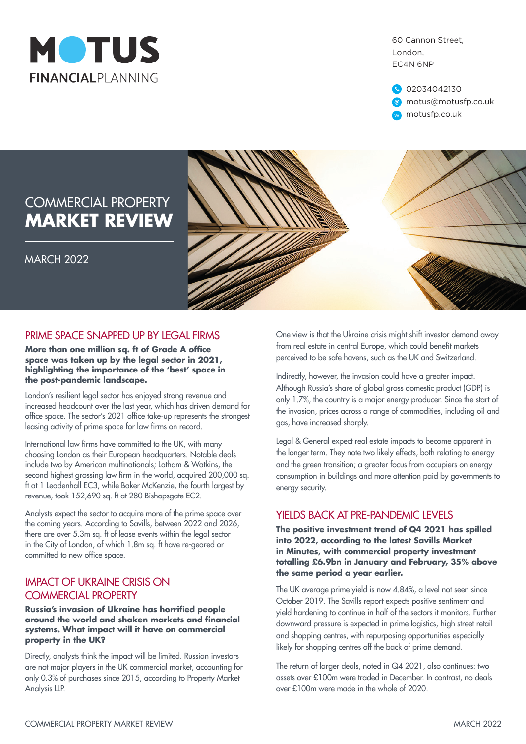# MOTUS FINANCIALPLANNING

60 Cannon Street,
London,
EC4N 6NP

02034042130
motus@motusfp.co.uk
motusfp.co.uk

# COMMERCIAL PROPERTY **MARKET REVIEW**

MARCH 2022

## PRIME SPACE SNAPPED UP BY LEGAL FIRMS

**More than one million sq. ft of Grade A office space was taken up by the legal sector in 2021, highlighting the importance of the 'best' space in the post-pandemic landscape.**

London's resilient legal sector has enjoyed strong revenue and increased headcount over the last year, which has driven demand for office space. The sector's 2021 office take-up represents the strongest leasing activity of prime space for law firms on record.

International law firms have committed to the UK, with many choosing London as their European headquarters. Notable deals include two by American multinationals; Latham & Watkins, the second highest grossing law firm in the world, acquired 200,000 sq. ft at 1 Leadenhall EC3, while Baker McKenzie, the fourth largest by revenue, took 152,690 sq. ft at 280 Bishopsgate EC2.

Analysts expect the sector to acquire more of the prime space over the coming years. According to Savills, between 2022 and 2026, there are over 5.3m sq. ft of lease events within the legal sector in the City of London, of which 1.8m sq. ft have re-geared or committed to new office space.

## IMPACT OF UKRAINE CRISIS ON COMMERCIAL PROPERTY

**Russia's invasion of Ukraine has horrified people around the world and shaken markets and financial systems. What impact will it have on commercial property in the UK?**

Directly, analysts think the impact will be limited. Russian investors are not major players in the UK commercial market, accounting for only 0.3% of purchases since 2015, according to Property Market Analysis LLP.

One view is that the Ukraine crisis might shift investor demand away from real estate in central Europe, which could benefit markets perceived to be safe havens, such as the UK and Switzerland.

Indirectly, however, the invasion could have a greater impact. Although Russia's share of global gross domestic product (GDP) is only 1.7%, the country is a major energy producer. Since the start of the invasion, prices across a range of commodities, including oil and gas, have increased sharply.

Legal & General expect real estate impacts to become apparent in the longer term. They note two likely effects, both relating to energy and the green transition; a greater focus from occupiers on energy consumption in buildings and more attention paid by governments to energy security.

## YIELDS BACK AT PRE-PANDEMIC LEVELS

**The positive investment trend of Q4 2021 has spilled into 2022, according to the latest Savills Market in Minutes, with commercial property investment totalling £6.9bn in January and February, 35% above the same period a year earlier.**

The UK average prime yield is now 4.84%, a level not seen since October 2019. The Savills report expects positive sentiment and yield hardening to continue in half of the sectors it monitors. Further downward pressure is expected in prime logistics, high street retail and shopping centres, with repurposing opportunities especially likely for shopping centres off the back of prime demand.

The return of larger deals, noted in Q4 2021, also continues: two assets over £100m were traded in December. In contrast, no deals over £100m were made in the whole of 2020.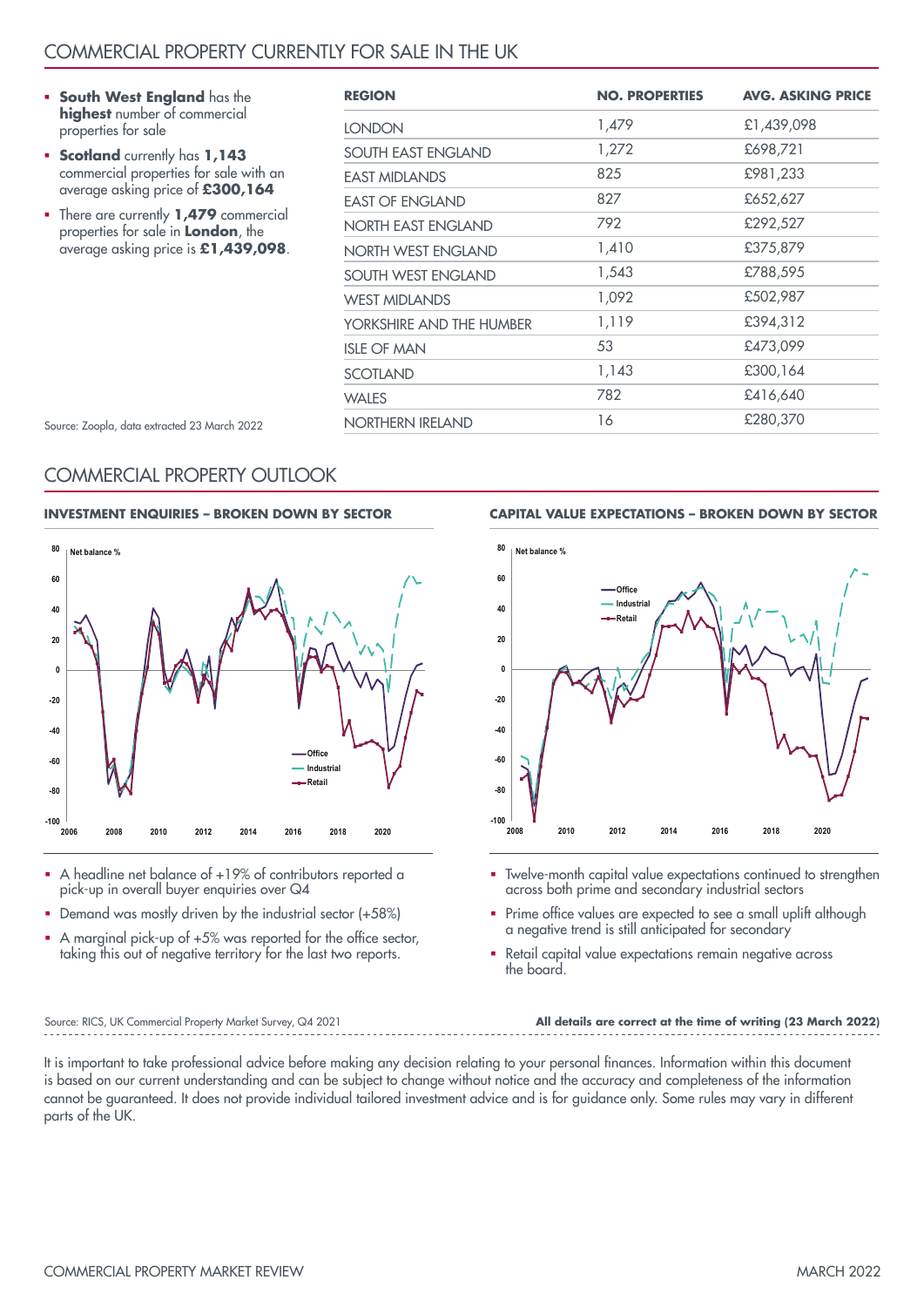## COMMERCIAL PROPERTY CURRENTLY FOR SALE IN THE UK

- **South West England** has the **highest** number of commercial properties for sale
- **Scotland** currently has **1,143** commercial properties for sale with an average asking price of **£300,164**
- There are currently **1,479** commercial properties for sale in **London**, the average asking price is **£1,439,098**.

Source: Zoopla, data extracted 23 March 2022

| REGION | NO. PROPERTIES | AVG. ASKING PRICE |
|---|---|---|
| LONDON | 1,479 | £1,439,098 |
| SOUTH EAST ENGLAND | 1,272 | £698,721 |
| EAST MIDLANDS | 825 | £981,233 |
| EAST OF ENGLAND | 827 | £652,627 |
| NORTH EAST ENGLAND | 792 | £292,527 |
| NORTH WEST ENGLAND | 1,410 | £375,879 |
| SOUTH WEST ENGLAND | 1,543 | £788,595 |
| WEST MIDLANDS | 1,092 | £502,987 |
| YORKSHIRE AND THE HUMBER | 1,119 | £394,312 |
| ISLE OF MAN | 53 | £473,099 |
| SCOTLAND | 1,143 | £300,164 |
| WALES | 782 | £416,640 |
| NORTHERN IRELAND | 16 | £280,370 |

## COMMERCIAL PROPERTY OUTLOOK

### INVESTMENT ENQUIRIES – BROKEN DOWN BY SECTOR

Net balance %

80
60
40
20
0
-20
-40
-60
-80
-100

2006 2008 2010 2012 2014 2016 2018 2020

Office
Industrial
Retail

- A headline net balance of +19% of contributors reported a pick-up in overall buyer enquiries over Q4
- Demand was mostly driven by the industrial sector (+58%)
- A marginal pick-up of +5% was reported for the office sector, taking this out of negative territory for the last two reports.

### CAPITAL VALUE EXPECTATIONS – BROKEN DOWN BY SECTOR

Net balance %

80
60
40
20
0
-20
-40
-60
-80
-100

2008 2010 2012 2014 2016 2018 2020

Office
Industrial
Retail

- Twelve-month capital value expectations continued to strengthen across both prime and secondary industrial sectors
- Prime office values are expected to see a small uplift although a negative trend is still anticipated for secondary
- Retail capital value expectations remain negative across the board.

Source: RICS, UK Commercial Property Market Survey, Q4 2021

**All details are correct at the time of writing (23 March 2022)**

It is important to take professional advice before making any decision relating to your personal finances. Information within this document is based on our current understanding and can be subject to change without notice and the accuracy and completeness of the information cannot be guaranteed. It does not provide individual tailored investment advice and is for guidance only. Some rules may vary in different parts of the UK.